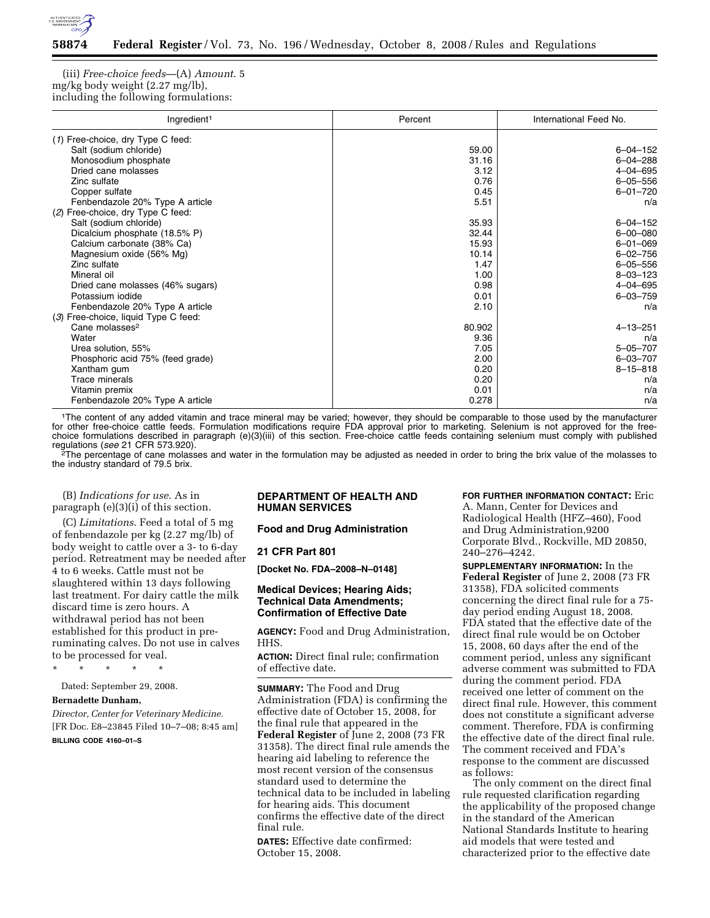(iii) *Free-choice feeds*—(A) *Amount*. 5 mg/kg body weight (2.27 mg/lb), including the following formulations:

| Ingredient[1] | Percent | International Feed No. |
| --- | --- | --- |
| (*1*) Free-choice, dry Type C feed: | | |
| Salt (sodium chloride) | 59.00 | 6–04–152 |
| Monosodium phosphate | 31.16 | 6–04–288 |
| Dried cane molasses | 3.12 | 4–04–695 |
| Zinc sulfate | 0.76 | 6–05–556 |
| Copper sulfate | 0.45 | 6–01–720 |
| Fenbendazole 20% Type A article | 5.51 | n/a |
| (*2*) Free-choice, dry Type C feed: | | |
| Salt (sodium chloride) | 35.93 | 6–04–152 |
| Dicalcium phosphate (18.5% P) | 32.44 | 6–00–080 |
| Calcium carbonate (38% Ca) | 15.93 | 6–01–069 |
| Magnesium oxide (56% Mg) | 10.14 | 6–02–756 |
| Zinc sulfate | 1.47 | 6–05–556 |
| Mineral oil | 1.00 | 8–03–123 |
| Dried cane molasses (46% sugars) | 0.98 | 4–04–695 |
| Potassium iodide | 0.01 | 6–03–759 |
| Fenbendazole 20% Type A article | 2.10 | n/a |
| (*3*) Free-choice, liquid Type C feed: | | |
| Cane molasses[2] | 80.902 | 4–13–251 |
| Water | 9.36 | n/a |
| Urea solution, 55% | 7.05 | 5–05–707 |
| Phosphoric acid 75% (feed grade) | 2.00 | 6–03–707 |
| Xantham gum | 0.20 | 8–15–818 |
| Trace minerals | 0.20 | n/a |
| Vitamin premix | 0.01 | n/a |
| Fenbendazole 20% Type A article | 0.278 | n/a |

[1]The content of any added vitamin and trace mineral may be varied; however, they should be comparable to those used by the manufacturer for other free-choice cattle feeds. Formulation modifications require FDA approval prior to marketing. Selenium is not approved for the free-choice formulations described in paragraph (e)(3)(iii) of this section. Free-choice cattle feeds containing selenium must comply with published regulations (*see* 21 CFR 573.920).

[2]The percentage of cane molasses and water in the formulation may be adjusted as needed in order to bring the brix value of the molasses to the industry standard of 79.5 brix.

(B) *Indications for use*. As in paragraph (e)(3)(i) of this section.

(C) *Limitations*. Feed a total of 5 mg of fenbendazole per kg (2.27 mg/lb) of body weight to cattle over a 3- to 6-day period. Retreatment may be needed after 4 to 6 weeks. Cattle must not be slaughtered within 13 days following last treatment. For dairy cattle the milk discard time is zero hours. A withdrawal period has not been established for this product in pre-ruminating calves. Do not use in calves to be processed for veal.

\* \* \* \* \*

Dated: September 29, 2008.

**Bernadette Dunham,**

*Director, Center for Veterinary Medicine.*

[FR Doc. E8–23845 Filed 10–7–08; 8:45 am]

**BILLING CODE 4160–01–S**

## DEPARTMENT OF HEALTH AND HUMAN SERVICES

### Food and Drug Administration

### 21 CFR Part 801

**[Docket No. FDA–2008–N–0148]**

### Medical Devices; Hearing Aids; Technical Data Amendments; Confirmation of Effective Date

**AGENCY:** Food and Drug Administration, HHS.

**ACTION:** Direct final rule; confirmation of effective date.

**SUMMARY:** The Food and Drug Administration (FDA) is confirming the effective date of October 15, 2008, for the final rule that appeared in the **Federal Register** of June 2, 2008 (73 FR 31358). The direct final rule amends the hearing aid labeling to reference the most recent version of the consensus standard used to determine the technical data to be included in labeling for hearing aids. This document confirms the effective date of the direct final rule.

**DATES:** Effective date confirmed: October 15, 2008.

**FOR FURTHER INFORMATION CONTACT:** Eric A. Mann, Center for Devices and Radiological Health (HFZ–460), Food and Drug Administration,9200 Corporate Blvd., Rockville, MD 20850, 240–276–4242.

**SUPPLEMENTARY INFORMATION:** In the **Federal Register** of June 2, 2008 (73 FR 31358), FDA solicited comments concerning the direct final rule for a 75-day period ending August 18, 2008. FDA stated that the effective date of the direct final rule would be on October 15, 2008, 60 days after the end of the comment period, unless any significant adverse comment was submitted to FDA during the comment period. FDA received one letter of comment on the direct final rule. However, this comment does not constitute a significant adverse comment. Therefore, FDA is confirming the effective date of the direct final rule. The comment received and FDA's response to the comment are discussed as follows:

The only comment on the direct final rule requested clarification regarding the applicability of the proposed change in the standard of the American National Standards Institute to hearing aid models that were tested and characterized prior to the effective date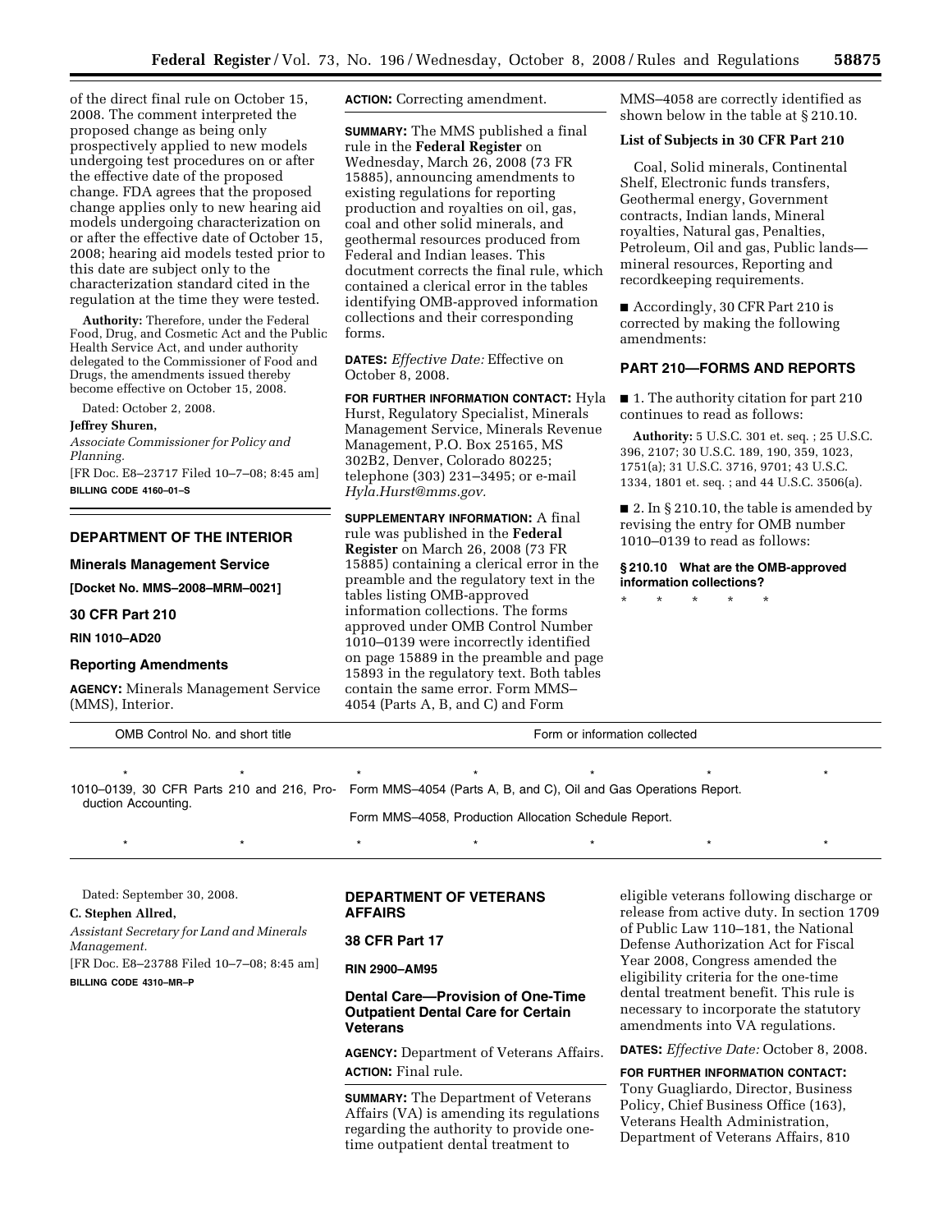of the direct final rule on October 15, 2008. The comment interpreted the proposed change as being only prospectively applied to new models undergoing test procedures on or after the effective date of the proposed change. FDA agrees that the proposed change applies only to new hearing aid models undergoing characterization on or after the effective date of October 15, 2008; hearing aid models tested prior to this date are subject only to the characterization standard cited in the regulation at the time they were tested.

**Authority:** Therefore, under the Federal Food, Drug, and Cosmetic Act and the Public Health Service Act, and under authority delegated to the Commissioner of Food and Drugs, the amendments issued thereby become effective on October 15, 2008.

Dated: October 2, 2008.

**Jeffrey Shuren,**

*Associate Commissioner for Policy and Planning.*

[FR Doc. E8–23717 Filed 10–7–08; 8:45 am]

**BILLING CODE 4160–01–S**

## DEPARTMENT OF THE INTERIOR

### Minerals Management Service

**[Docket No. MMS–2008–MRM–0021]**

### 30 CFR Part 210

**RIN 1010–AD20**

### Reporting Amendments

**AGENCY:** Minerals Management Service (MMS), Interior.

**ACTION:** Correcting amendment.

**SUMMARY:** The MMS published a final rule in the **Federal Register** on Wednesday, March 26, 2008 (73 FR 15885), announcing amendments to existing regulations for reporting production and royalties on oil, gas, coal and other solid minerals, and geothermal resources produced from Federal and Indian leases. This docutment corrects the final rule, which contained a clerical error in the tables identifying OMB-approved information collections and their corresponding forms.

**DATES:** *Effective Date:* Effective on October 8, 2008.

**FOR FURTHER INFORMATION CONTACT:** Hyla Hurst, Regulatory Specialist, Minerals Management Service, Minerals Revenue Management, P.O. Box 25165, MS 302B2, Denver, Colorado 80225; telephone (303) 231–3495; or e-mail *Hyla.Hurst@mms.gov.*

**SUPPLEMENTARY INFORMATION:** A final rule was published in the **Federal Register** on March 26, 2008 (73 FR 15885) containing a clerical error in the preamble and the regulatory text in the tables listing OMB-approved information collections. The forms approved under OMB Control Number 1010–0139 were incorrectly identified on page 15889 in the preamble and page 15893 in the regulatory text. Both tables contain the same error. Form MMS–4054 (Parts A, B, and C) and Form MMS–4058 are correctly identified as shown below in the table at § 210.10.

**List of Subjects in 30 CFR Part 210**

Coal, Solid minerals, Continental Shelf, Electronic funds transfers, Geothermal energy, Government contracts, Indian lands, Mineral royalties, Natural gas, Penalties, Petroleum, Oil and gas, Public lands—mineral resources, Reporting and recordkeeping requirements.

■ Accordingly, 30 CFR Part 210 is corrected by making the following amendments:

### PART 210—FORMS AND REPORTS

■ 1. The authority citation for part 210 continues to read as follows:

**Authority:** 5 U.S.C. 301 et. seq. ; 25 U.S.C. 396, 2107; 30 U.S.C. 189, 190, 359, 1023, 1751(a); 31 U.S.C. 3716, 9701; 43 U.S.C. 1334, 1801 et. seq. ; and 44 U.S.C. 3506(a).

■ 2. In § 210.10, the table is amended by revising the entry for OMB number 1010–0139 to read as follows:

**§ 210.10 What are the OMB-approved information collections?**

\* \* \* \* \*

| OMB Control No. and short title | Form or information collected |
|---|---|
| * * * | * * * * |
| 1010–0139, 30 CFR Parts 210 and 216, Production Accounting. | Form MMS–4054 (Parts A, B, and C), Oil and Gas Operations Report. |
| | Form MMS–4058, Production Allocation Schedule Report. |
| * * * | * * * * |

Dated: September 30, 2008.

**C. Stephen Allred,**

*Assistant Secretary for Land and Minerals Management.*

[FR Doc. E8–23788 Filed 10–7–08; 8:45 am]

**BILLING CODE 4310–MR–P**

## DEPARTMENT OF VETERANS AFFAIRS

### 38 CFR Part 17

**RIN 2900–AM95**

### Dental Care—Provision of One-Time Outpatient Dental Care for Certain Veterans

**AGENCY:** Department of Veterans Affairs.

**ACTION:** Final rule.

**SUMMARY:** The Department of Veterans Affairs (VA) is amending its regulations regarding the authority to provide one-time outpatient dental treatment to eligible veterans following discharge or release from active duty. In section 1709 of Public Law 110–181, the National Defense Authorization Act for Fiscal Year 2008, Congress amended the eligibility criteria for the one-time dental treatment benefit. This rule is necessary to incorporate the statutory amendments into VA regulations.

**DATES:** *Effective Date:* October 8, 2008.

**FOR FURTHER INFORMATION CONTACT:** Tony Guagliardo, Director, Business Policy, Chief Business Office (163), Veterans Health Administration, Department of Veterans Affairs, 810